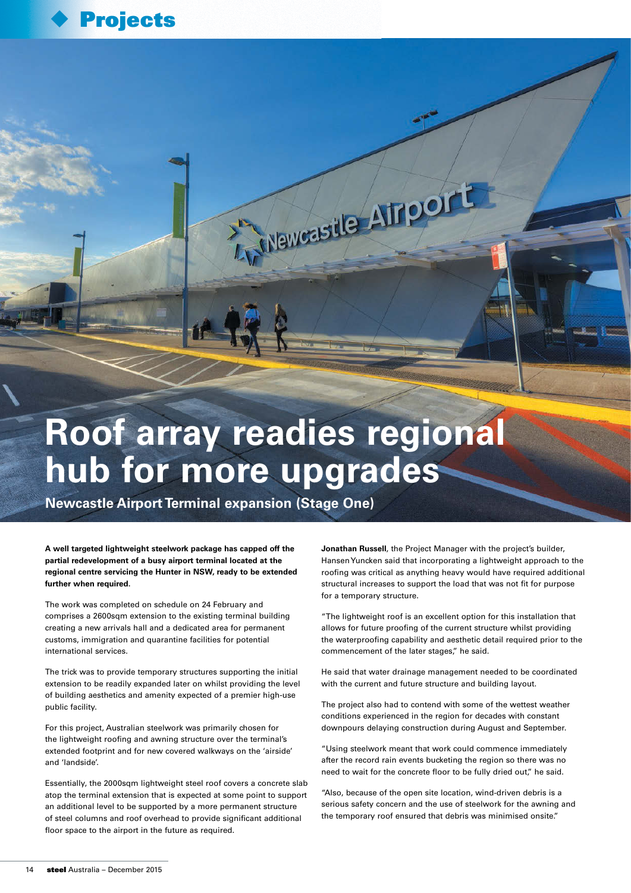# Roof array readies regional hub for more upgrades

## Newcastle Airport Terminal expansion (Stage One)

**A well targeted lightweight steelwork package has capped off the partial redevelopment of a busy airport terminal located at the regional centre servicing the Hunter in NSW, ready to be extended further when required.**

The work was completed on schedule on 24 February and comprises a 2600sqm extension to the existing terminal building creating a new arrivals hall and a dedicated area for permanent customs, immigration and quarantine facilities for potential international services.

The trick was to provide temporary structures supporting the initial extension to be readily expanded later on whilst providing the level of building aesthetics and amenity expected of a premier high-use public facility.

For this project, Australian steelwork was primarily chosen for the lightweight roofing and awning structure over the terminal's extended footprint and for new covered walkways on the 'airside' and 'landside'.

Essentially, the 2000sqm lightweight steel roof covers a concrete slab atop the terminal extension that is expected at some point to support an additional level to be supported by a more permanent structure of steel columns and roof overhead to provide significant additional floor space to the airport in the future as required.

**Jonathan Russell**, the Project Manager with the project's builder, Hansen Yuncken said that incorporating a lightweight approach to the roofing was critical as anything heavy would have required additional structural increases to support the load that was not fit for purpose for a temporary structure.

"The lightweight roof is an excellent option for this installation that allows for future proofing of the current structure whilst providing the waterproofing capability and aesthetic detail required prior to the commencement of the later stages," he said.

He said that water drainage management needed to be coordinated with the current and future structure and building layout.

The project also had to contend with some of the wettest weather conditions experienced in the region for decades with constant downpours delaying construction during August and September.

"Using steelwork meant that work could commence immediately after the record rain events bucketing the region so there was no need to wait for the concrete floor to be fully dried out," he said.

"Also, because of the open site location, wind-driven debris is a serious safety concern and the use of steelwork for the awning and the temporary roof ensured that debris was minimised onsite."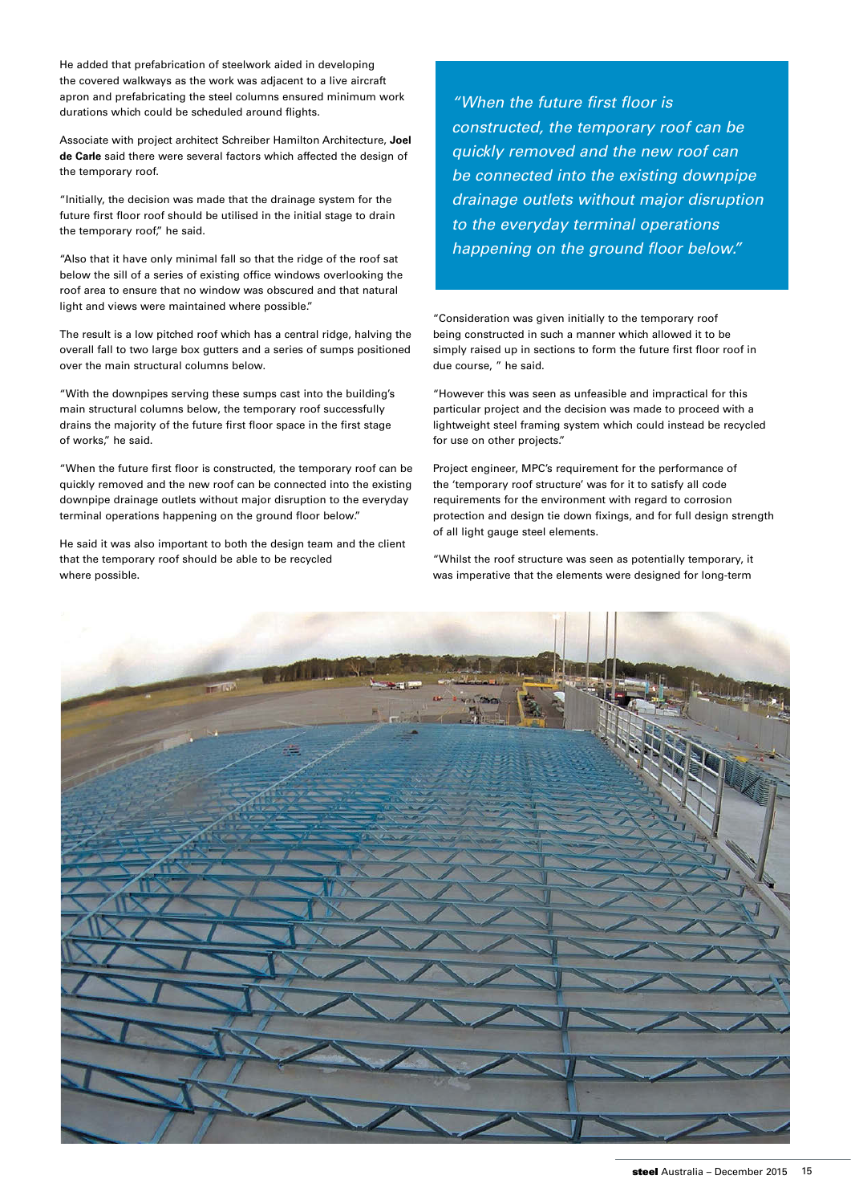He added that prefabrication of steelwork aided in developing the covered walkways as the work was adjacent to a live aircraft apron and prefabricating the steel columns ensured minimum work durations which could be scheduled around flights.

Associate with project architect Schreiber Hamilton Architecture, **Joel de Carle** said there were several factors which affected the design of the temporary roof.

"Initially, the decision was made that the drainage system for the future first floor roof should be utilised in the initial stage to drain the temporary roof," he said.

"Also that it have only minimal fall so that the ridge of the roof sat below the sill of a series of existing office windows overlooking the roof area to ensure that no window was obscured and that natural light and views were maintained where possible."

The result is a low pitched roof which has a central ridge, halving the overall fall to two large box gutters and a series of sumps positioned over the main structural columns below.

"With the downpipes serving these sumps cast into the building's main structural columns below, the temporary roof successfully drains the majority of the future first floor space in the first stage of works," he said.

"When the future first floor is constructed, the temporary roof can be quickly removed and the new roof can be connected into the existing downpipe drainage outlets without major disruption to the everyday terminal operations happening on the ground floor below."

He said it was also important to both the design team and the client that the temporary roof should be able to be recycled where possible.

*"When the future first floor is constructed, the temporary roof can be quickly removed and the new roof can be connected into the existing downpipe drainage outlets without major disruption to the everyday terminal operations happening on the ground floor below."*

"Consideration was given initially to the temporary roof being constructed in such a manner which allowed it to be simply raised up in sections to form the future first floor roof in due course, " he said.

"However this was seen as unfeasible and impractical for this particular project and the decision was made to proceed with a lightweight steel framing system which could instead be recycled for use on other projects."

Project engineer, MPC's requirement for the performance of the 'temporary roof structure' was for it to satisfy all code requirements for the environment with regard to corrosion protection and design tie down fixings, and for full design strength of all light gauge steel elements.

"Whilst the roof structure was seen as potentially temporary, it was imperative that the elements were designed for long-term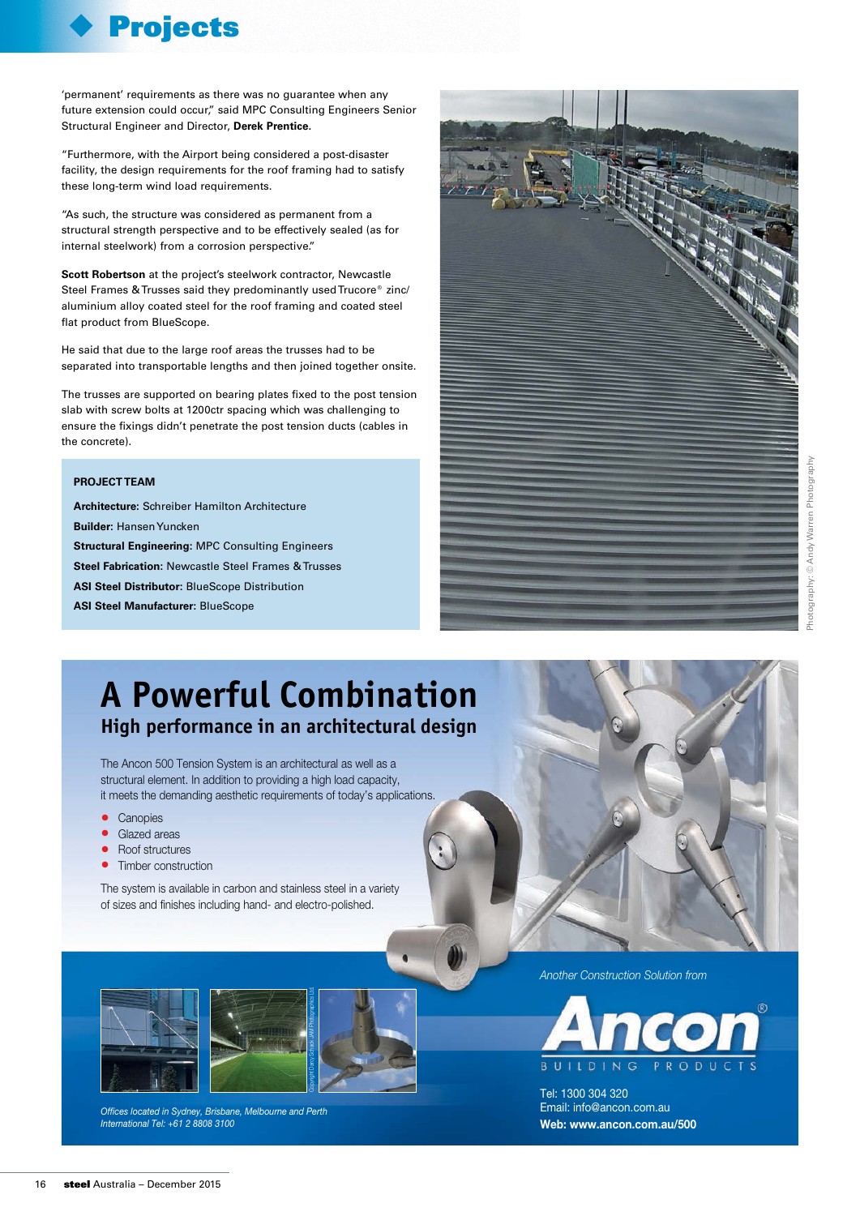'permanent' requirements as there was no guarantee when any future extension could occur," said MPC Consulting Engineers Senior Structural Engineer and Director, **Derek Prentice**.

"Furthermore, with the Airport being considered a post-disaster facility, the design requirements for the roof framing had to satisfy these long-term wind load requirements.

"As such, the structure was considered as permanent from a structural strength perspective and to be effectively sealed (as for internal steelwork) from a corrosion perspective."

**Scott Robertson** at the project's steelwork contractor, Newcastle Steel Frames & Trusses said they predominantly used Trucore® zinc/aluminium alloy coated steel for the roof framing and coated steel flat product from BlueScope.

He said that due to the large roof areas the trusses had to be separated into transportable lengths and then joined together onsite.

The trusses are supported on bearing plates fixed to the post tension slab with screw bolts at 1200ctr spacing which was challenging to ensure the fixings didn't penetrate the post tension ducts (cables in the concrete).

**PROJECT TEAM**

**Architecture:** Schreiber Hamilton Architecture

**Builder:** Hansen Yuncken

**Structural Engineering:** MPC Consulting Engineers

**Steel Fabrication:** Newcastle Steel Frames & Trusses

**ASI Steel Distributor:** BlueScope Distribution

**ASI Steel Manufacturer:** BlueScope

Photography: © Andy Warren Photography

# A Powerful Combination

## High performance in an architectural design

The Ancon 500 Tension System is an architectural as well as a structural element. In addition to providing a high load capacity, it meets the demanding aesthetic requirements of today's applications.

- Canopies
- Glazed areas
- Roof structures
- Timber construction

The system is available in carbon and stainless steel in a variety of sizes and finishes including hand- and electro-polished.

*Offices located in Sydney, Brisbane, Melbourne and Perth*
*International Tel: +61 2 8808 3100*

*Another Construction Solution from*

Ancon® BUILDING PRODUCTS

Tel: 1300 304 320
Email: info@ancon.com.au
**Web: www.ancon.com.au/500**